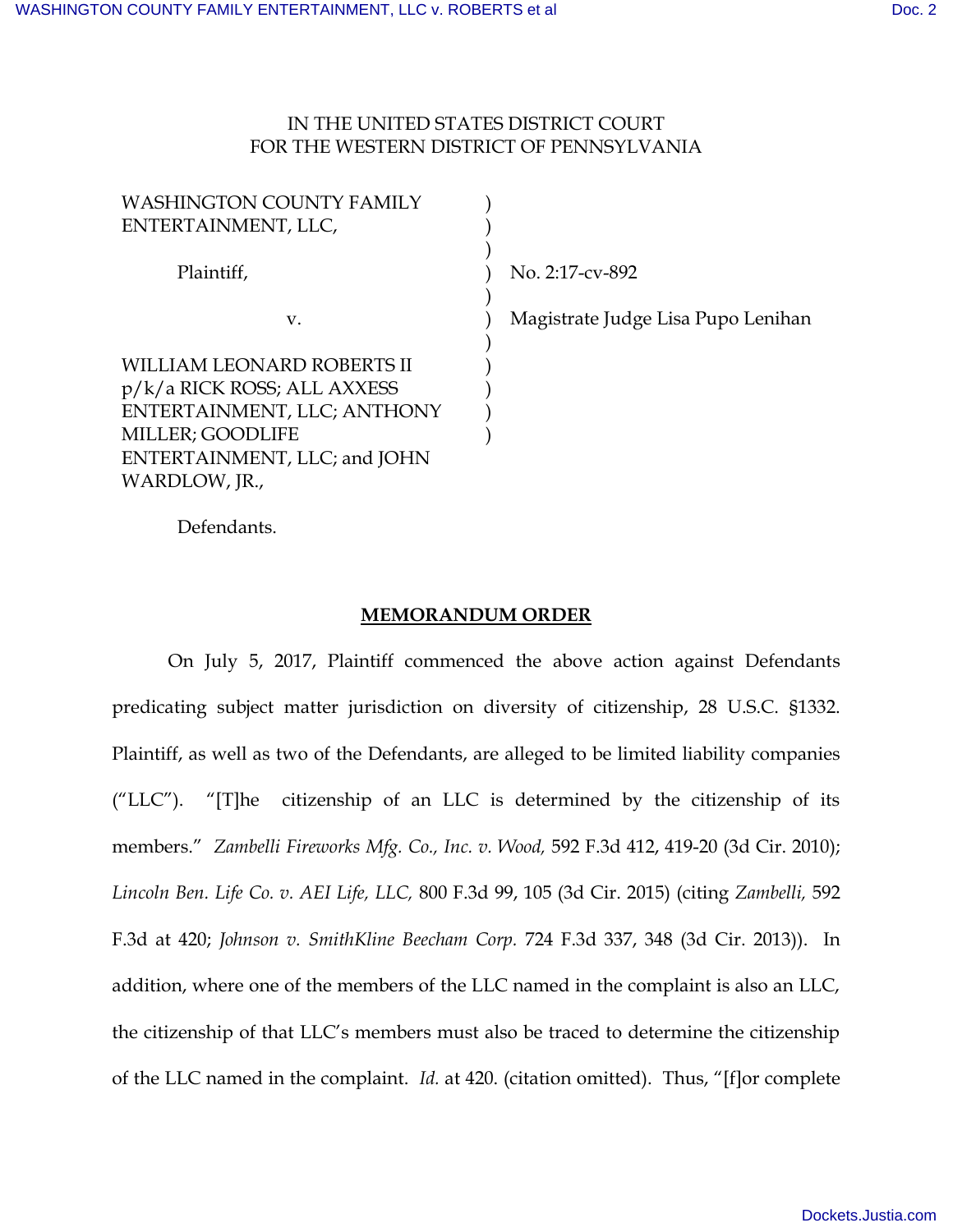IN THE UNITED STATES DISTRICT COURT
FOR THE WESTERN DISTRICT OF PENNSYLVANIA

| | | |
|---|---|---|
| WASHINGTON COUNTY FAMILY ENTERTAINMENT, LLC, | ) | |
| Plaintiff, | ) | No. 2:17-cv-892 |
| v. | ) | Magistrate Judge Lisa Pupo Lenihan |
| WILLIAM LEONARD ROBERTS II p/k/a RICK ROSS; ALL AXXESS ENTERTAINMENT, LLC; ANTHONY MILLER; GOODLIFE ENTERTAINMENT, LLC; and JOHN WARDLOW, JR., | ) | |
| Defendants. | | |

## **MEMORANDUM ORDER**

On July 5, 2017, Plaintiff commenced the above action against Defendants predicating subject matter jurisdiction on diversity of citizenship, 28 U.S.C. §1332. Plaintiff, as well as two of the Defendants, are alleged to be limited liability companies ("LLC"). "[T]he citizenship of an LLC is determined by the citizenship of its members." *Zambelli Fireworks Mfg. Co., Inc. v. Wood,* 592 F.3d 412, 419-20 (3d Cir. 2010); *Lincoln Ben. Life Co. v. AEI Life, LLC,* 800 F.3d 99, 105 (3d Cir. 2015) (citing *Zambelli,* 592 F.3d at 420; *Johnson v. SmithKline Beecham Corp.* 724 F.3d 337, 348 (3d Cir. 2013)). In addition, where one of the members of the LLC named in the complaint is also an LLC, the citizenship of that LLC's members must also be traced to determine the citizenship of the LLC named in the complaint. *Id.* at 420. (citation omitted). Thus, "[f]or complete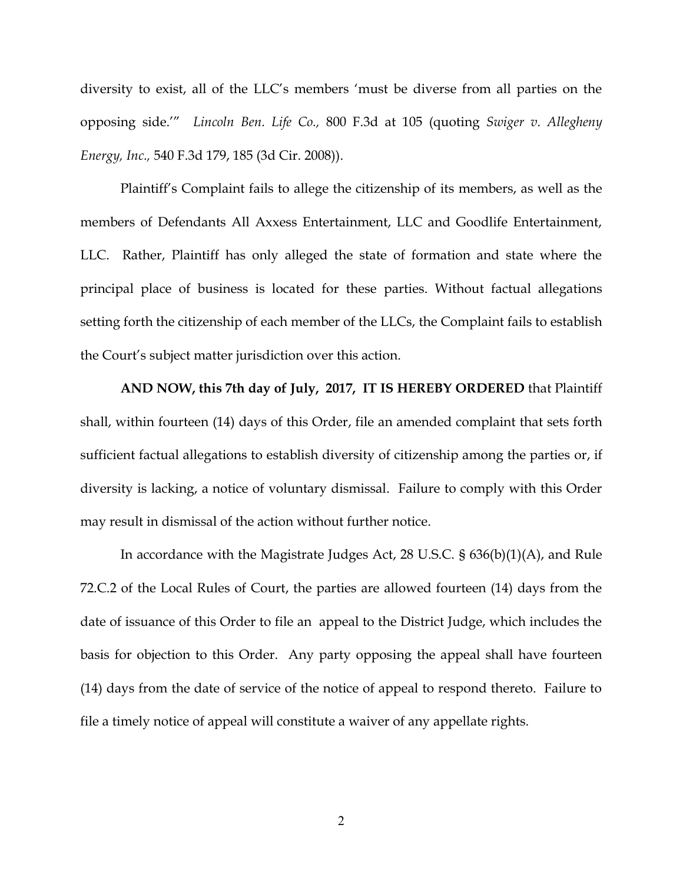diversity to exist, all of the LLC's members 'must be diverse from all parties on the opposing side.'" *Lincoln Ben. Life Co.,* 800 F.3d at 105 (quoting *Swiger v. Allegheny Energy, Inc.,* 540 F.3d 179, 185 (3d Cir. 2008)).

Plaintiff's Complaint fails to allege the citizenship of its members, as well as the members of Defendants All Axxess Entertainment, LLC and Goodlife Entertainment, LLC. Rather, Plaintiff has only alleged the state of formation and state where the principal place of business is located for these parties. Without factual allegations setting forth the citizenship of each member of the LLCs, the Complaint fails to establish the Court's subject matter jurisdiction over this action.

**AND NOW, this 7th day of July, 2017, IT IS HEREBY ORDERED** that Plaintiff shall, within fourteen (14) days of this Order, file an amended complaint that sets forth sufficient factual allegations to establish diversity of citizenship among the parties or, if diversity is lacking, a notice of voluntary dismissal. Failure to comply with this Order may result in dismissal of the action without further notice.

In accordance with the Magistrate Judges Act, 28 U.S.C. § 636(b)(1)(A), and Rule 72.C.2 of the Local Rules of Court, the parties are allowed fourteen (14) days from the date of issuance of this Order to file an appeal to the District Judge, which includes the basis for objection to this Order. Any party opposing the appeal shall have fourteen (14) days from the date of service of the notice of appeal to respond thereto. Failure to file a timely notice of appeal will constitute a waiver of any appellate rights.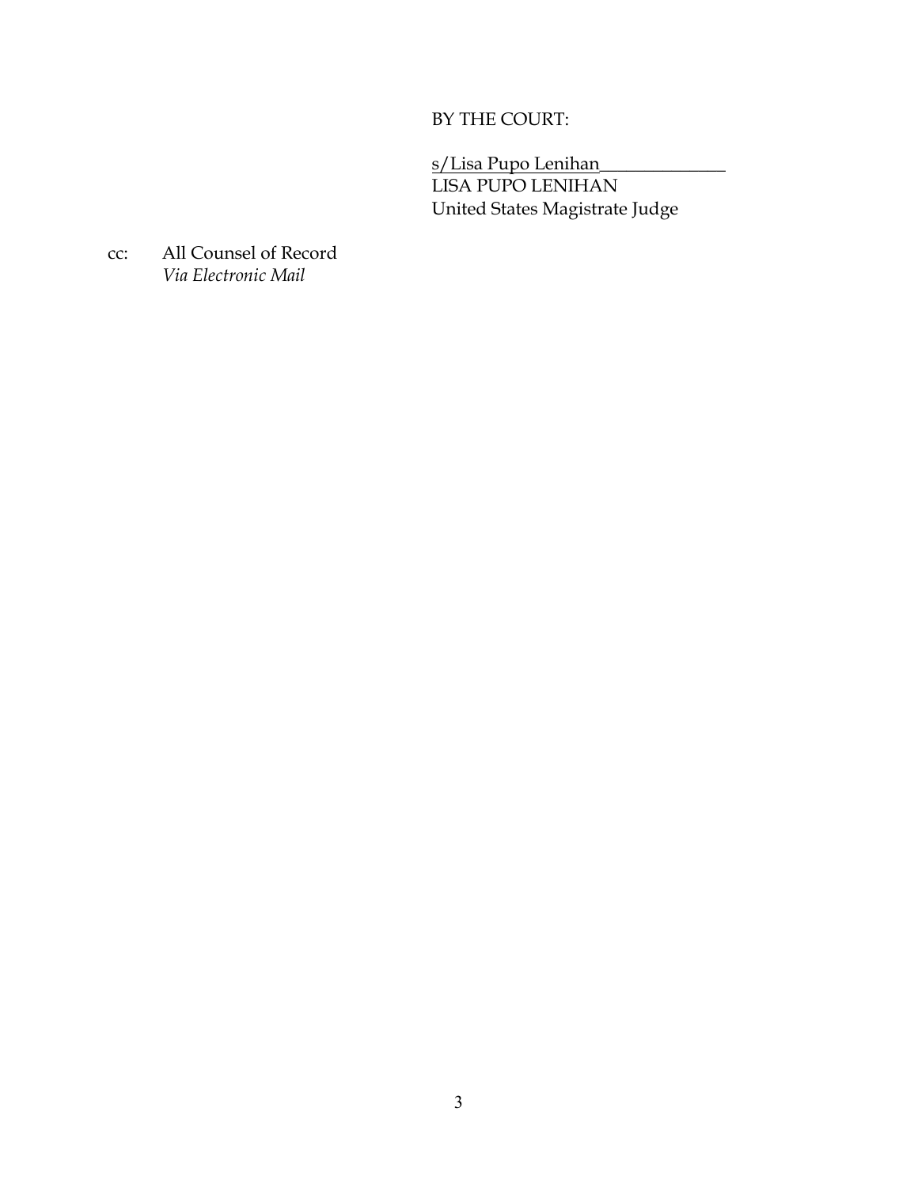BY THE COURT:

s/Lisa Pupo Lenihan
LISA PUPO LENIHAN
United States Magistrate Judge

cc: All Counsel of Record
*Via Electronic Mail*